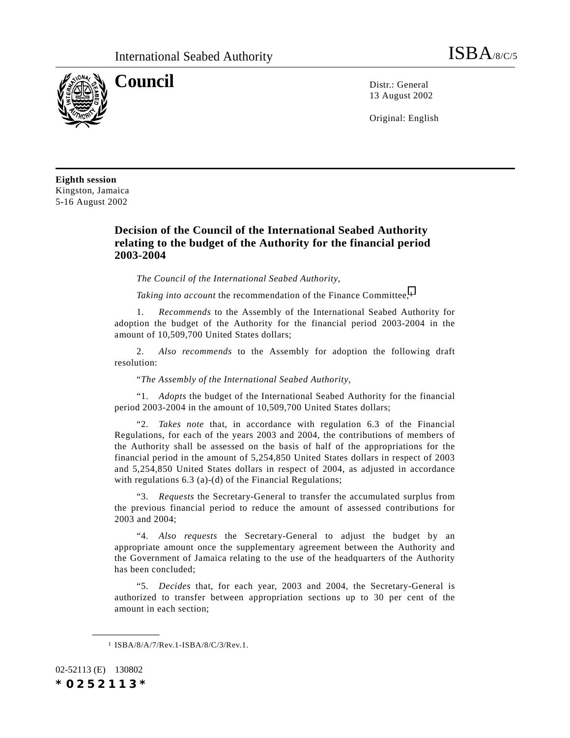International Seabed Authority

ISBA/8/C/5

# Council

Distr.: General
13 August 2002

Original: English

**Eighth session**
Kingston, Jamaica
5-16 August 2002

## Decision of the Council of the International Seabed Authority relating to the budget of the Authority for the financial period 2003-2004

*The Council of the International Seabed Authority*,

*Taking into account* the recommendation of the Finance Committee,[1]

1. *Recommends* to the Assembly of the International Seabed Authority for adoption the budget of the Authority for the financial period 2003-2004 in the amount of 10,509,700 United States dollars;

2. *Also recommends* to the Assembly for adoption the following draft resolution:

"*The Assembly of the International Seabed Authority*,

"1. *Adopts* the budget of the International Seabed Authority for the financial period 2003-2004 in the amount of 10,509,700 United States dollars;

"2. *Takes note* that, in accordance with regulation 6.3 of the Financial Regulations, for each of the years 2003 and 2004, the contributions of members of the Authority shall be assessed on the basis of half of the appropriations for the financial period in the amount of 5,254,850 United States dollars in respect of 2003 and 5,254,850 United States dollars in respect of 2004, as adjusted in accordance with regulations 6.3 (a)-(d) of the Financial Regulations;

"3. *Requests* the Secretary-General to transfer the accumulated surplus from the previous financial period to reduce the amount of assessed contributions for 2003 and 2004;

"4. *Also requests* the Secretary-General to adjust the budget by an appropriate amount once the supplementary agreement between the Authority and the Government of Jamaica relating to the use of the headquarters of the Authority has been concluded;

"5. *Decides* that, for each year, 2003 and 2004, the Secretary-General is authorized to transfer between appropriation sections up to 30 per cent of the amount in each section;

---

[1] ISBA/8/A/7/Rev.1-ISBA/8/C/3/Rev.1.

02-52113 (E) 130802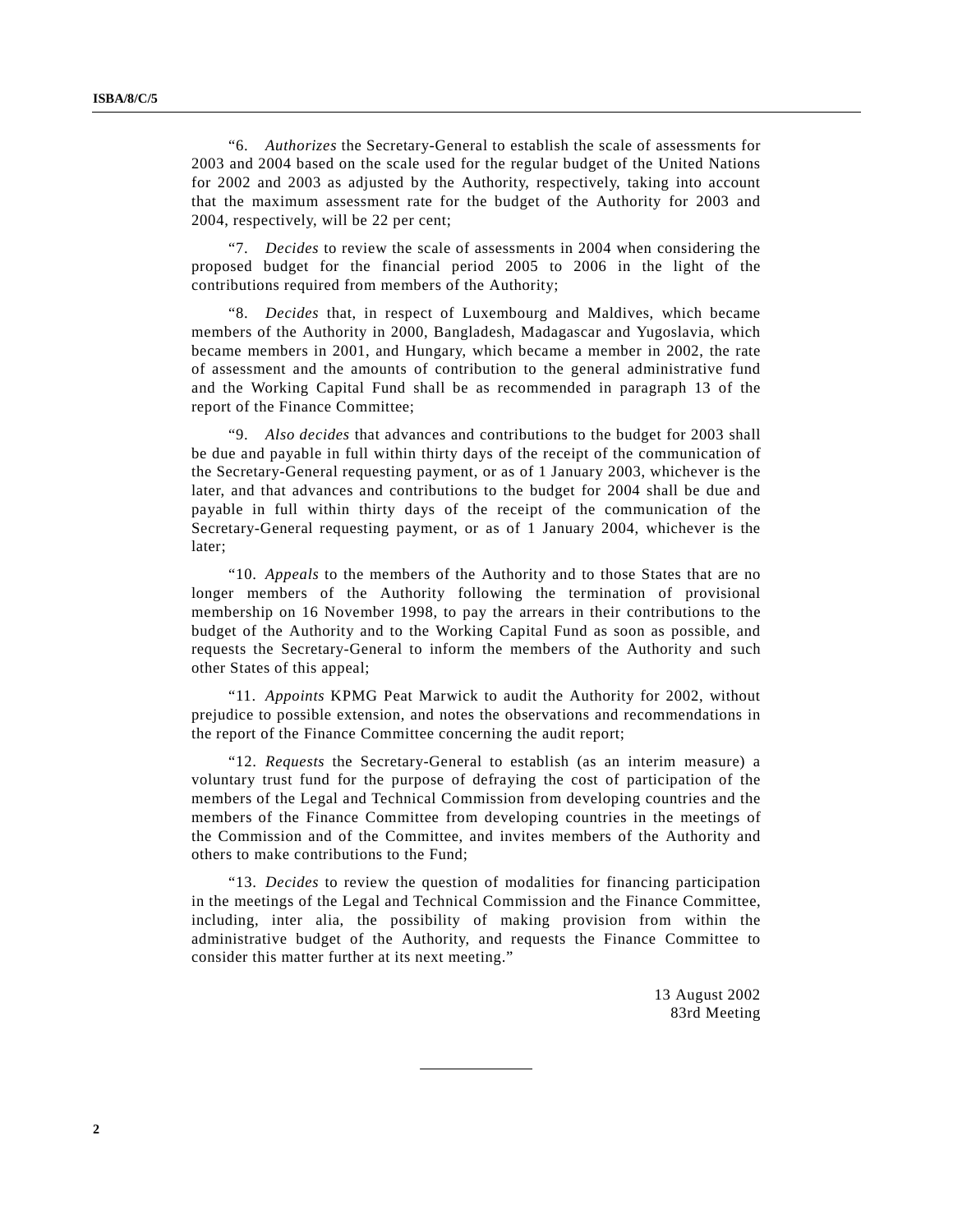"6. *Authorizes* the Secretary-General to establish the scale of assessments for 2003 and 2004 based on the scale used for the regular budget of the United Nations for 2002 and 2003 as adjusted by the Authority, respectively, taking into account that the maximum assessment rate for the budget of the Authority for 2003 and 2004, respectively, will be 22 per cent;

"7. *Decides* to review the scale of assessments in 2004 when considering the proposed budget for the financial period 2005 to 2006 in the light of the contributions required from members of the Authority;

"8. *Decides* that, in respect of Luxembourg and Maldives, which became members of the Authority in 2000, Bangladesh, Madagascar and Yugoslavia, which became members in 2001, and Hungary, which became a member in 2002, the rate of assessment and the amounts of contribution to the general administrative fund and the Working Capital Fund shall be as recommended in paragraph 13 of the report of the Finance Committee;

"9. *Also decides* that advances and contributions to the budget for 2003 shall be due and payable in full within thirty days of the receipt of the communication of the Secretary-General requesting payment, or as of 1 January 2003, whichever is the later, and that advances and contributions to the budget for 2004 shall be due and payable in full within thirty days of the receipt of the communication of the Secretary-General requesting payment, or as of 1 January 2004, whichever is the later;

"10. *Appeals* to the members of the Authority and to those States that are no longer members of the Authority following the termination of provisional membership on 16 November 1998, to pay the arrears in their contributions to the budget of the Authority and to the Working Capital Fund as soon as possible, and requests the Secretary-General to inform the members of the Authority and such other States of this appeal;

"11. *Appoints* KPMG Peat Marwick to audit the Authority for 2002, without prejudice to possible extension, and notes the observations and recommendations in the report of the Finance Committee concerning the audit report;

"12. *Requests* the Secretary-General to establish (as an interim measure) a voluntary trust fund for the purpose of defraying the cost of participation of the members of the Legal and Technical Commission from developing countries and the members of the Finance Committee from developing countries in the meetings of the Commission and of the Committee, and invites members of the Authority and others to make contributions to the Fund;

"13. *Decides* to review the question of modalities for financing participation in the meetings of the Legal and Technical Commission and the Finance Committee, including, inter alia, the possibility of making provision from within the administrative budget of the Authority, and requests the Finance Committee to consider this matter further at its next meeting."

13 August 2002
83rd Meeting